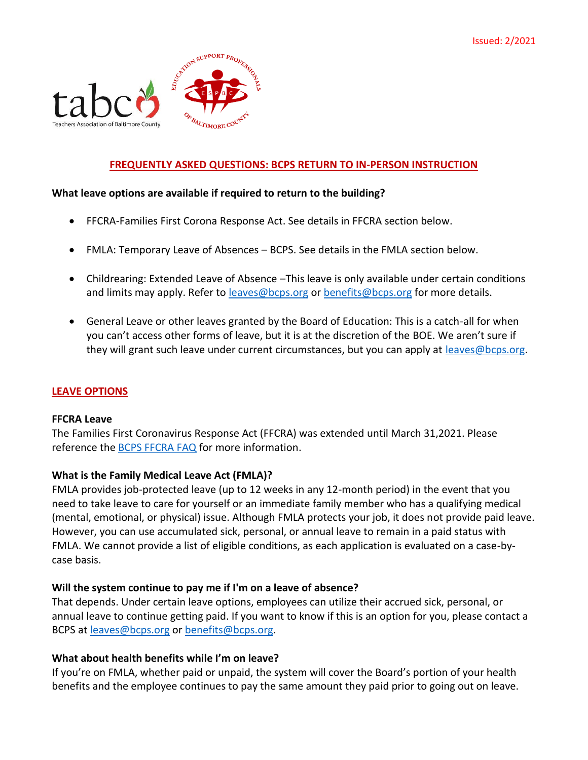Issued: 2/2021

tabc Teachers Association of Baltimore County

EDUCATION SUPPORT PROFESSIONALS OF BALTIMORE COUNTY (ESPBC)

# FREQUENTLY ASKED QUESTIONS: BCPS RETURN TO IN-PERSON INSTRUCTION

**What leave options are available if required to return to the building?**

- FFCRA-Families First Corona Response Act. See details in FFCRA section below.
- FMLA: Temporary Leave of Absences – BCPS. See details in the FMLA section below.
- Childrearing: Extended Leave of Absence –This leave is only available under certain conditions and limits may apply. Refer to leaves@bcps.org or benefits@bcps.org for more details.
- General Leave or other leaves granted by the Board of Education: This is a catch-all for when you can't access other forms of leave, but it is at the discretion of the BOE. We aren't sure if they will grant such leave under current circumstances, but you can apply at leaves@bcps.org.

## LEAVE OPTIONS

**FFCRA Leave**

The Families First Coronavirus Response Act (FFCRA) was extended until March 31,2021. Please reference the BCPS FFCRA FAQ for more information.

**What is the Family Medical Leave Act (FMLA)?**

FMLA provides job-protected leave (up to 12 weeks in any 12-month period) in the event that you need to take leave to care for yourself or an immediate family member who has a qualifying medical (mental, emotional, or physical) issue. Although FMLA protects your job, it does not provide paid leave. However, you can use accumulated sick, personal, or annual leave to remain in a paid status with FMLA. We cannot provide a list of eligible conditions, as each application is evaluated on a case-by-case basis.

**Will the system continue to pay me if I'm on a leave of absence?**

That depends. Under certain leave options, employees can utilize their accrued sick, personal, or annual leave to continue getting paid. If you want to know if this is an option for you, please contact a BCPS at leaves@bcps.org or benefits@bcps.org.

**What about health benefits while I'm on leave?**

If you're on FMLA, whether paid or unpaid, the system will cover the Board's portion of your health benefits and the employee continues to pay the same amount they paid prior to going out on leave.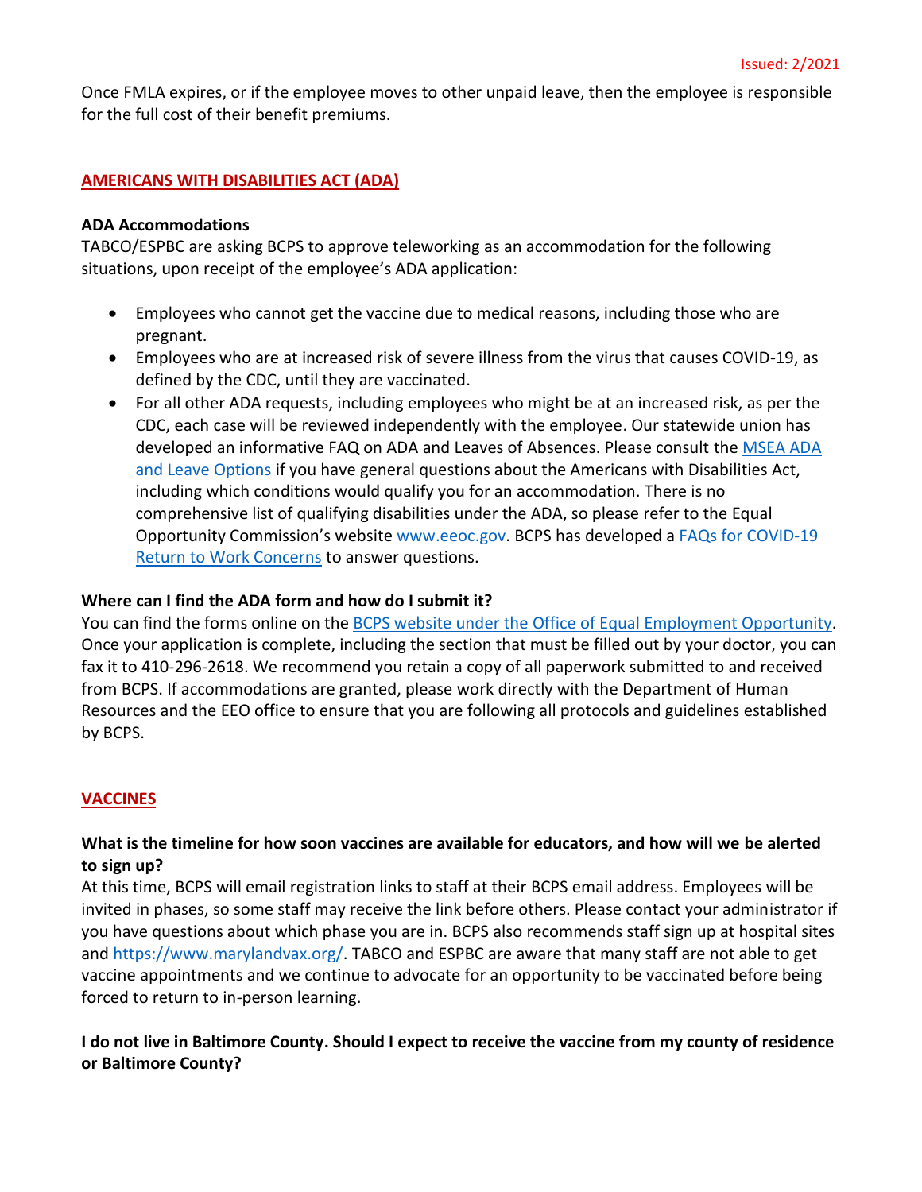Once FMLA expires, or if the employee moves to other unpaid leave, then the employee is responsible for the full cost of their benefit premiums.

## AMERICANS WITH DISABILITIES ACT (ADA)

**ADA Accommodations**

TABCO/ESPBC are asking BCPS to approve teleworking as an accommodation for the following situations, upon receipt of the employee's ADA application:

- Employees who cannot get the vaccine due to medical reasons, including those who are pregnant.
- Employees who are at increased risk of severe illness from the virus that causes COVID-19, as defined by the CDC, until they are vaccinated.
- For all other ADA requests, including employees who might be at an increased risk, as per the CDC, each case will be reviewed independently with the employee. Our statewide union has developed an informative FAQ on ADA and Leaves of Absences. Please consult the MSEA ADA and Leave Options if you have general questions about the Americans with Disabilities Act, including which conditions would qualify you for an accommodation. There is no comprehensive list of qualifying disabilities under the ADA, so please refer to the Equal Opportunity Commission's website www.eeoc.gov. BCPS has developed a FAQs for COVID-19 Return to Work Concerns to answer questions.

**Where can I find the ADA form and how do I submit it?**

You can find the forms online on the BCPS website under the Office of Equal Employment Opportunity. Once your application is complete, including the section that must be filled out by your doctor, you can fax it to 410-296-2618. We recommend you retain a copy of all paperwork submitted to and received from BCPS. If accommodations are granted, please work directly with the Department of Human Resources and the EEO office to ensure that you are following all protocols and guidelines established by BCPS.

## VACCINES

**What is the timeline for how soon vaccines are available for educators, and how will we be alerted to sign up?**

At this time, BCPS will email registration links to staff at their BCPS email address. Employees will be invited in phases, so some staff may receive the link before others. Please contact your administrator if you have questions about which phase you are in. BCPS also recommends staff sign up at hospital sites and https://www.marylandvax.org/. TABCO and ESPBC are aware that many staff are not able to get vaccine appointments and we continue to advocate for an opportunity to be vaccinated before being forced to return to in-person learning.

**I do not live in Baltimore County. Should I expect to receive the vaccine from my county of residence or Baltimore County?**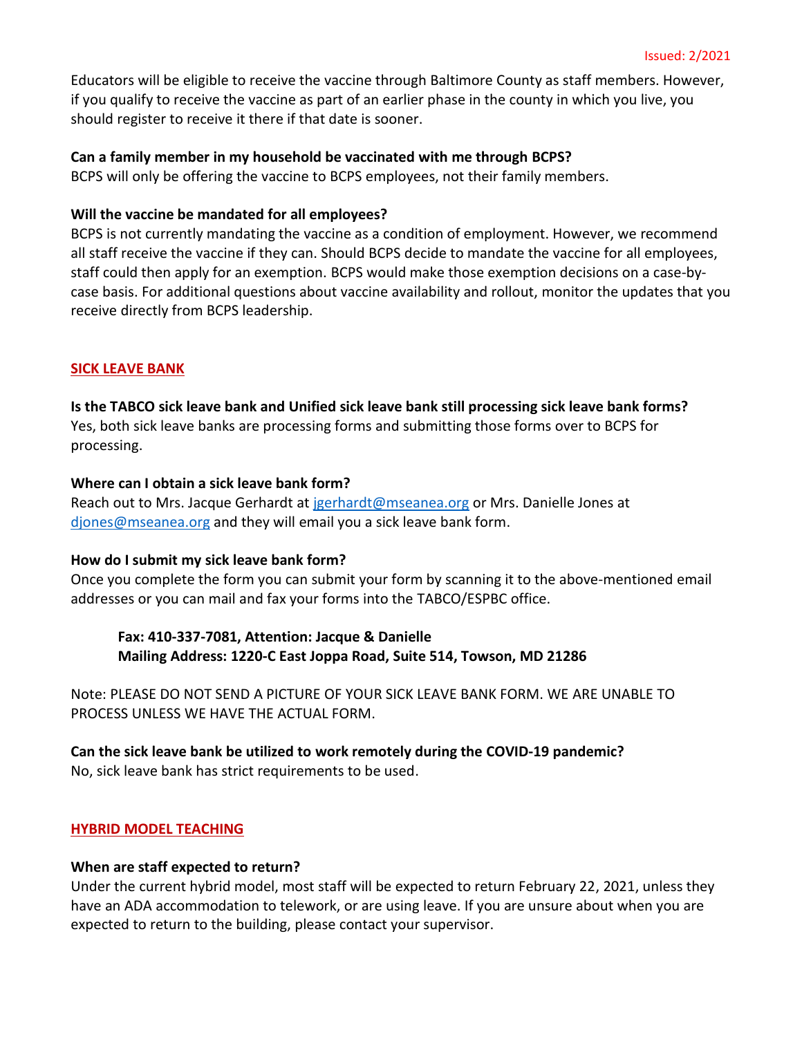Issued: 2/2021

Educators will be eligible to receive the vaccine through Baltimore County as staff members. However, if you qualify to receive the vaccine as part of an earlier phase in the county in which you live, you should register to receive it there if that date is sooner.

**Can a family member in my household be vaccinated with me through BCPS?**
BCPS will only be offering the vaccine to BCPS employees, not their family members.

**Will the vaccine be mandated for all employees?**
BCPS is not currently mandating the vaccine as a condition of employment. However, we recommend all staff receive the vaccine if they can. Should BCPS decide to mandate the vaccine for all employees, staff could then apply for an exemption. BCPS would make those exemption decisions on a case-by-case basis. For additional questions about vaccine availability and rollout, monitor the updates that you receive directly from BCPS leadership.

## SICK LEAVE BANK

**Is the TABCO sick leave bank and Unified sick leave bank still processing sick leave bank forms?**
Yes, both sick leave banks are processing forms and submitting those forms over to BCPS for processing.

**Where can I obtain a sick leave bank form?**
Reach out to Mrs. Jacque Gerhardt at jgerhardt@mseanea.org or Mrs. Danielle Jones at djones@mseanea.org and they will email you a sick leave bank form.

**How do I submit my sick leave bank form?**
Once you complete the form you can submit your form by scanning it to the above-mentioned email addresses or you can mail and fax your forms into the TABCO/ESPBC office.

> **Fax: 410-337-7081, Attention: Jacque & Danielle**
> **Mailing Address: 1220-C East Joppa Road, Suite 514, Towson, MD 21286**

Note: PLEASE DO NOT SEND A PICTURE OF YOUR SICK LEAVE BANK FORM. WE ARE UNABLE TO PROCESS UNLESS WE HAVE THE ACTUAL FORM.

**Can the sick leave bank be utilized to work remotely during the COVID-19 pandemic?**
No, sick leave bank has strict requirements to be used.

## HYBRID MODEL TEACHING

**When are staff expected to return?**
Under the current hybrid model, most staff will be expected to return February 22, 2021, unless they have an ADA accommodation to telework, or are using leave. If you are unsure about when you are expected to return to the building, please contact your supervisor.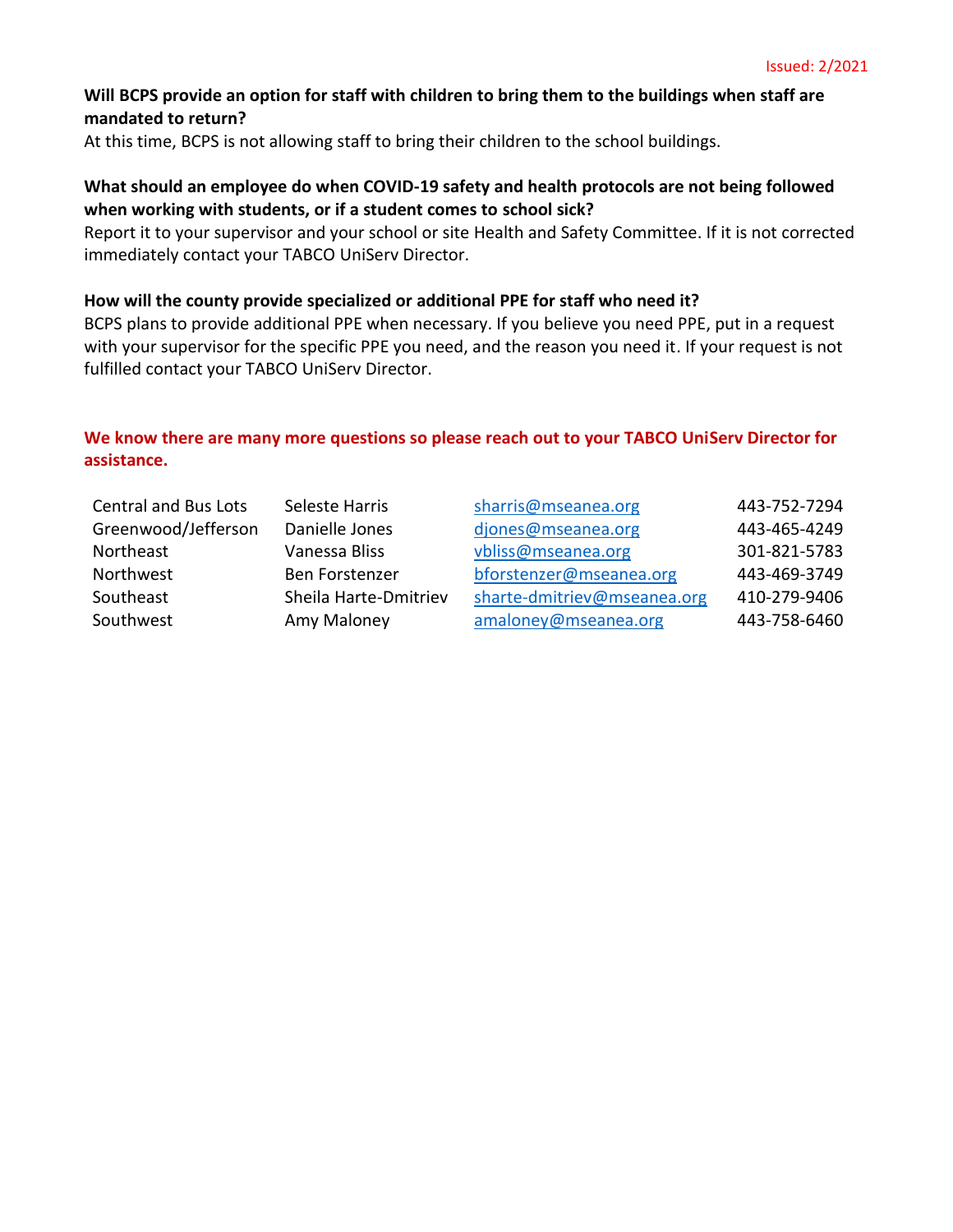Issued: 2/2021

**Will BCPS provide an option for staff with children to bring them to the buildings when staff are mandated to return?**

At this time, BCPS is not allowing staff to bring their children to the school buildings.

**What should an employee do when COVID-19 safety and health protocols are not being followed when working with students, or if a student comes to school sick?**

Report it to your supervisor and your school or site Health and Safety Committee. If it is not corrected immediately contact your TABCO UniServ Director.

**How will the county provide specialized or additional PPE for staff who need it?**

BCPS plans to provide additional PPE when necessary. If you believe you need PPE, put in a request with your supervisor for the specific PPE you need, and the reason you need it. If your request is not fulfilled contact your TABCO UniServ Director.

**We know there are many more questions so please reach out to your TABCO UniServ Director for assistance.**

| | | | |
|---|---|---|---|
| Central and Bus Lots | Seleste Harris | sharris@mseanea.org | 443-752-7294 |
| Greenwood/Jefferson | Danielle Jones | djones@mseanea.org | 443-465-4249 |
| Northeast | Vanessa Bliss | vbliss@mseanea.org | 301-821-5783 |
| Northwest | Ben Forstenzer | bforstenzer@mseanea.org | 443-469-3749 |
| Southeast | Sheila Harte-Dmitriev | sharte-dmitriev@mseanea.org | 410-279-9406 |
| Southwest | Amy Maloney | amaloney@mseanea.org | 443-758-6460 |